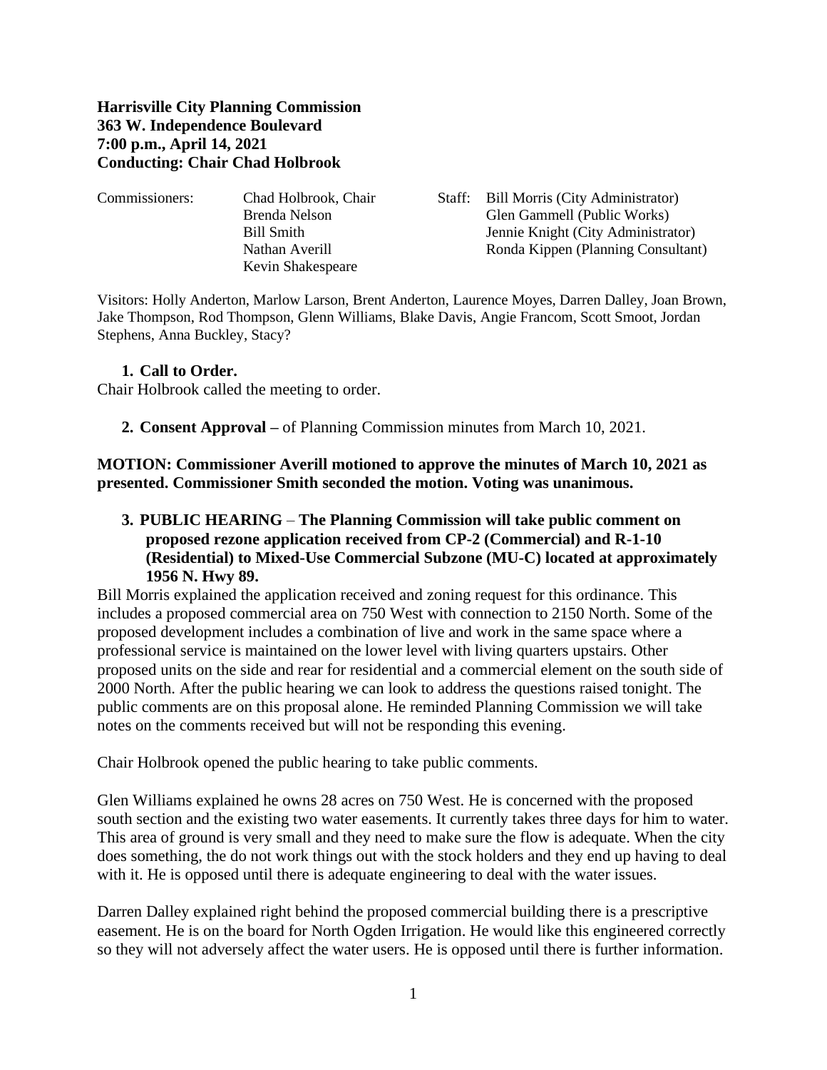**Harrisville City Planning Commission**
**363 W. Independence Boulevard**
**7:00 p.m., April 14, 2021**
**Conducting: Chair Chad Holbrook**

Commissioners: Chad Holbrook, Chair; Brenda Nelson; Bill Smith; Nathan Averill; Kevin Shakespeare

Staff: Bill Morris (City Administrator); Glen Gammell (Public Works); Jennie Knight (City Administrator); Ronda Kippen (Planning Consultant)

Visitors: Holly Anderton, Marlow Larson, Brent Anderton, Laurence Moyes, Darren Dalley, Joan Brown, Jake Thompson, Rod Thompson, Glenn Williams, Blake Davis, Angie Francom, Scott Smoot, Jordan Stephens, Anna Buckley, Stacy?

1. **Call to Order.**

Chair Holbrook called the meeting to order.

2. **Consent Approval –** of Planning Commission minutes from March 10, 2021.

**MOTION: Commissioner Averill motioned to approve the minutes of March 10, 2021 as presented. Commissioner Smith seconded the motion. Voting was unanimous.**

3. **PUBLIC HEARING** – **The Planning Commission will take public comment on proposed rezone application received from CP-2 (Commercial) and R-1-10 (Residential) to Mixed-Use Commercial Subzone (MU-C) located at approximately 1956 N. Hwy 89.**

Bill Morris explained the application received and zoning request for this ordinance. This includes a proposed commercial area on 750 West with connection to 2150 North. Some of the proposed development includes a combination of live and work in the same space where a professional service is maintained on the lower level with living quarters upstairs. Other proposed units on the side and rear for residential and a commercial element on the south side of 2000 North. After the public hearing we can look to address the questions raised tonight. The public comments are on this proposal alone. He reminded Planning Commission we will take notes on the comments received but will not be responding this evening.

Chair Holbrook opened the public hearing to take public comments.

Glen Williams explained he owns 28 acres on 750 West. He is concerned with the proposed south section and the existing two water easements. It currently takes three days for him to water. This area of ground is very small and they need to make sure the flow is adequate. When the city does something, the do not work things out with the stock holders and they end up having to deal with it. He is opposed until there is adequate engineering to deal with the water issues.

Darren Dalley explained right behind the proposed commercial building there is a prescriptive easement. He is on the board for North Ogden Irrigation. He would like this engineered correctly so they will not adversely affect the water users. He is opposed until there is further information.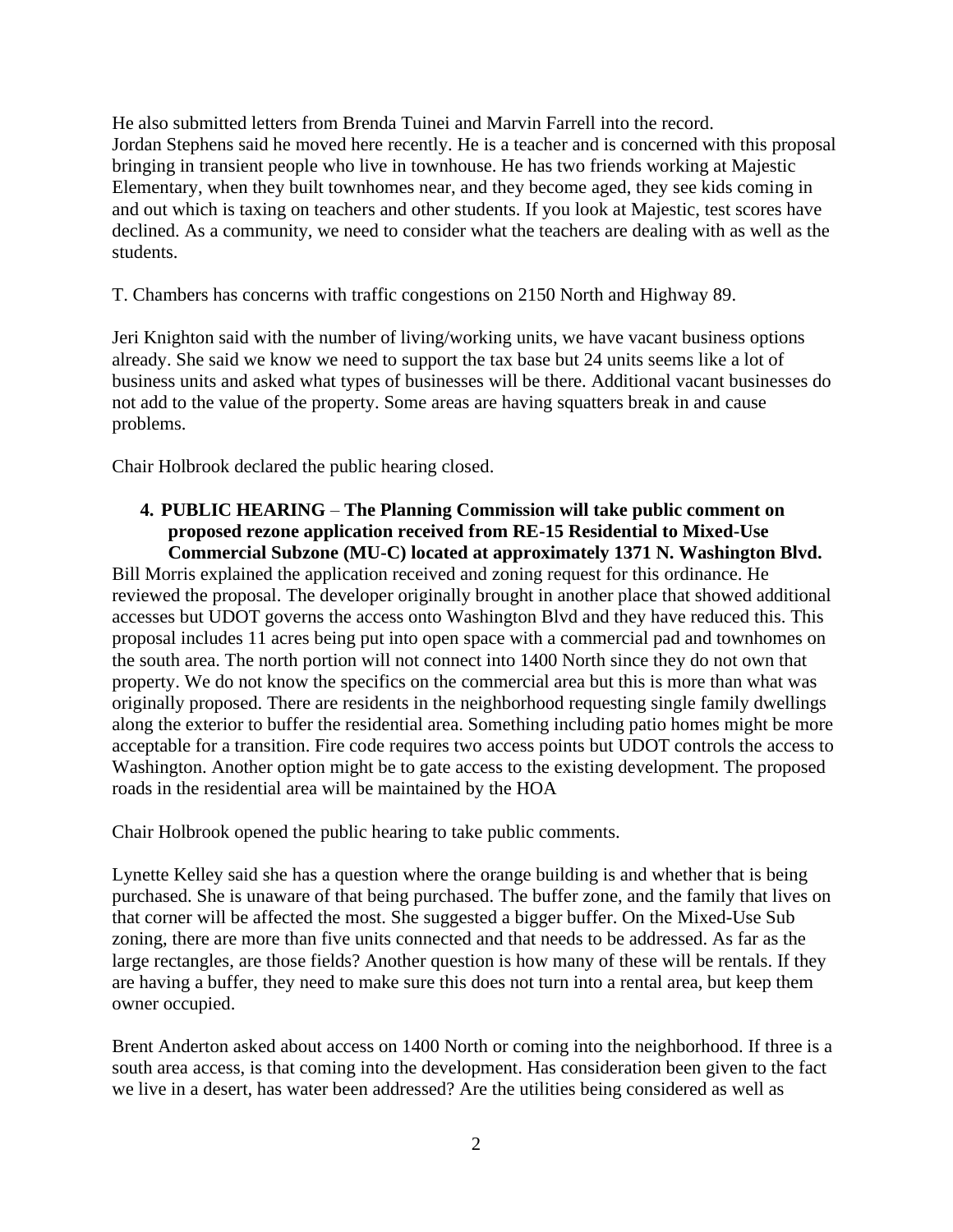He also submitted letters from Brenda Tuinei and Marvin Farrell into the record.
Jordan Stephens said he moved here recently. He is a teacher and is concerned with this proposal bringing in transient people who live in townhouse. He has two friends working at Majestic Elementary, when they built townhomes near, and they become aged, they see kids coming in and out which is taxing on teachers and other students. If you look at Majestic, test scores have declined. As a community, we need to consider what the teachers are dealing with as well as the students.

T. Chambers has concerns with traffic congestions on 2150 North and Highway 89.

Jeri Knighton said with the number of living/working units, we have vacant business options already. She said we know we need to support the tax base but 24 units seems like a lot of business units and asked what types of businesses will be there. Additional vacant businesses do not add to the value of the property. Some areas are having squatters break in and cause problems.

Chair Holbrook declared the public hearing closed.

4. **PUBLIC HEARING** – **The Planning Commission will take public comment on proposed rezone application received from RE-15 Residential to Mixed-Use Commercial Subzone (MU-C) located at approximately 1371 N. Washington Blvd.**

Bill Morris explained the application received and zoning request for this ordinance. He reviewed the proposal. The developer originally brought in another place that showed additional accesses but UDOT governs the access onto Washington Blvd and they have reduced this. This proposal includes 11 acres being put into open space with a commercial pad and townhomes on the south area. The north portion will not connect into 1400 North since they do not own that property. We do not know the specifics on the commercial area but this is more than what was originally proposed. There are residents in the neighborhood requesting single family dwellings along the exterior to buffer the residential area. Something including patio homes might be more acceptable for a transition. Fire code requires two access points but UDOT controls the access to Washington. Another option might be to gate access to the existing development. The proposed roads in the residential area will be maintained by the HOA

Chair Holbrook opened the public hearing to take public comments.

Lynette Kelley said she has a question where the orange building is and whether that is being purchased. She is unaware of that being purchased. The buffer zone, and the family that lives on that corner will be affected the most. She suggested a bigger buffer. On the Mixed-Use Sub zoning, there are more than five units connected and that needs to be addressed. As far as the large rectangles, are those fields? Another question is how many of these will be rentals. If they are having a buffer, they need to make sure this does not turn into a rental area, but keep them owner occupied.

Brent Anderton asked about access on 1400 North or coming into the neighborhood. If three is a south area access, is that coming into the development. Has consideration been given to the fact we live in a desert, has water been addressed? Are the utilities being considered as well as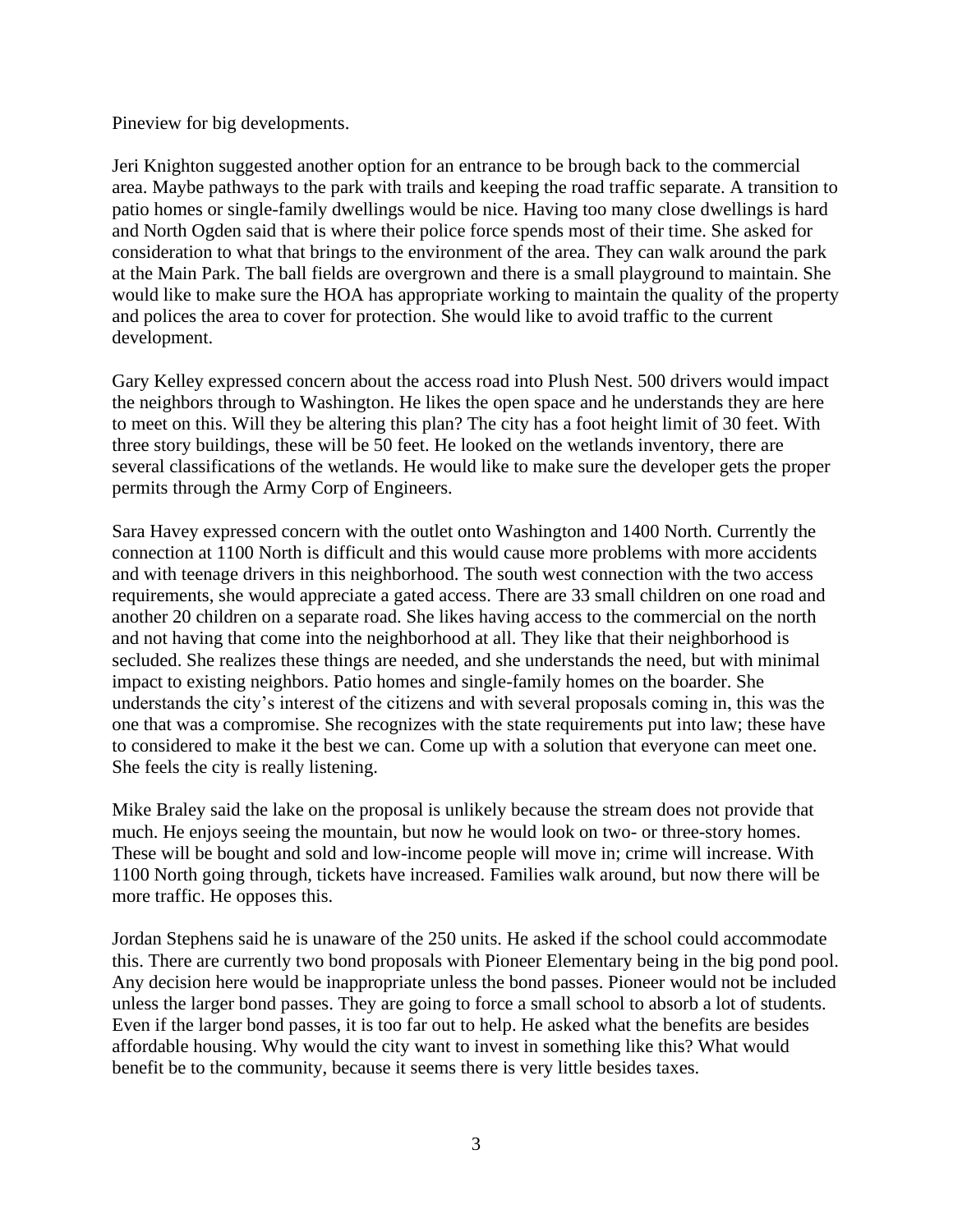Pineview for big developments.

Jeri Knighton suggested another option for an entrance to be brough back to the commercial area. Maybe pathways to the park with trails and keeping the road traffic separate. A transition to patio homes or single-family dwellings would be nice. Having too many close dwellings is hard and North Ogden said that is where their police force spends most of their time. She asked for consideration to what that brings to the environment of the area. They can walk around the park at the Main Park. The ball fields are overgrown and there is a small playground to maintain. She would like to make sure the HOA has appropriate working to maintain the quality of the property and polices the area to cover for protection. She would like to avoid traffic to the current development.

Gary Kelley expressed concern about the access road into Plush Nest. 500 drivers would impact the neighbors through to Washington. He likes the open space and he understands they are here to meet on this. Will they be altering this plan? The city has a foot height limit of 30 feet. With three story buildings, these will be 50 feet. He looked on the wetlands inventory, there are several classifications of the wetlands. He would like to make sure the developer gets the proper permits through the Army Corp of Engineers.

Sara Havey expressed concern with the outlet onto Washington and 1400 North. Currently the connection at 1100 North is difficult and this would cause more problems with more accidents and with teenage drivers in this neighborhood. The south west connection with the two access requirements, she would appreciate a gated access. There are 33 small children on one road and another 20 children on a separate road. She likes having access to the commercial on the north and not having that come into the neighborhood at all. They like that their neighborhood is secluded. She realizes these things are needed, and she understands the need, but with minimal impact to existing neighbors. Patio homes and single-family homes on the boarder. She understands the city's interest of the citizens and with several proposals coming in, this was the one that was a compromise. She recognizes with the state requirements put into law; these have to considered to make it the best we can. Come up with a solution that everyone can meet one. She feels the city is really listening.

Mike Braley said the lake on the proposal is unlikely because the stream does not provide that much. He enjoys seeing the mountain, but now he would look on two- or three-story homes. These will be bought and sold and low-income people will move in; crime will increase. With 1100 North going through, tickets have increased. Families walk around, but now there will be more traffic. He opposes this.

Jordan Stephens said he is unaware of the 250 units. He asked if the school could accommodate this. There are currently two bond proposals with Pioneer Elementary being in the big pond pool. Any decision here would be inappropriate unless the bond passes. Pioneer would not be included unless the larger bond passes. They are going to force a small school to absorb a lot of students. Even if the larger bond passes, it is too far out to help. He asked what the benefits are besides affordable housing. Why would the city want to invest in something like this? What would benefit be to the community, because it seems there is very little besides taxes.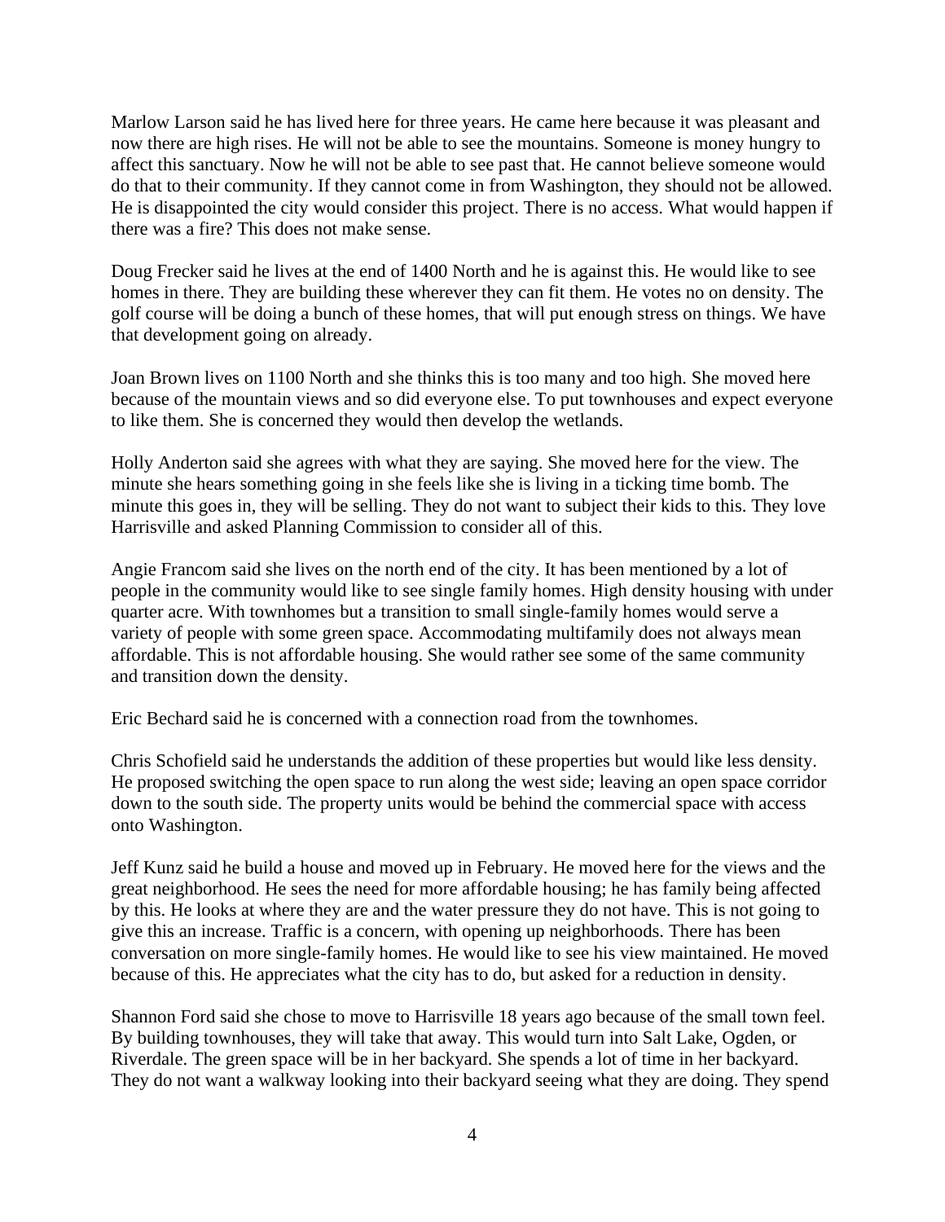Marlow Larson said he has lived here for three years. He came here because it was pleasant and now there are high rises. He will not be able to see the mountains. Someone is money hungry to affect this sanctuary. Now he will not be able to see past that. He cannot believe someone would do that to their community. If they cannot come in from Washington, they should not be allowed. He is disappointed the city would consider this project. There is no access. What would happen if there was a fire? This does not make sense.

Doug Frecker said he lives at the end of 1400 North and he is against this. He would like to see homes in there. They are building these wherever they can fit them. He votes no on density. The golf course will be doing a bunch of these homes, that will put enough stress on things. We have that development going on already.

Joan Brown lives on 1100 North and she thinks this is too many and too high. She moved here because of the mountain views and so did everyone else. To put townhouses and expect everyone to like them. She is concerned they would then develop the wetlands.

Holly Anderton said she agrees with what they are saying. She moved here for the view. The minute she hears something going in she feels like she is living in a ticking time bomb. The minute this goes in, they will be selling. They do not want to subject their kids to this. They love Harrisville and asked Planning Commission to consider all of this.

Angie Francom said she lives on the north end of the city. It has been mentioned by a lot of people in the community would like to see single family homes. High density housing with under quarter acre. With townhomes but a transition to small single-family homes would serve a variety of people with some green space. Accommodating multifamily does not always mean affordable. This is not affordable housing. She would rather see some of the same community and transition down the density.

Eric Bechard said he is concerned with a connection road from the townhomes.

Chris Schofield said he understands the addition of these properties but would like less density. He proposed switching the open space to run along the west side; leaving an open space corridor down to the south side. The property units would be behind the commercial space with access onto Washington.

Jeff Kunz said he build a house and moved up in February. He moved here for the views and the great neighborhood. He sees the need for more affordable housing; he has family being affected by this. He looks at where they are and the water pressure they do not have. This is not going to give this an increase. Traffic is a concern, with opening up neighborhoods. There has been conversation on more single-family homes. He would like to see his view maintained. He moved because of this. He appreciates what the city has to do, but asked for a reduction in density.

Shannon Ford said she chose to move to Harrisville 18 years ago because of the small town feel. By building townhouses, they will take that away. This would turn into Salt Lake, Ogden, or Riverdale. The green space will be in her backyard. She spends a lot of time in her backyard. They do not want a walkway looking into their backyard seeing what they are doing. They spend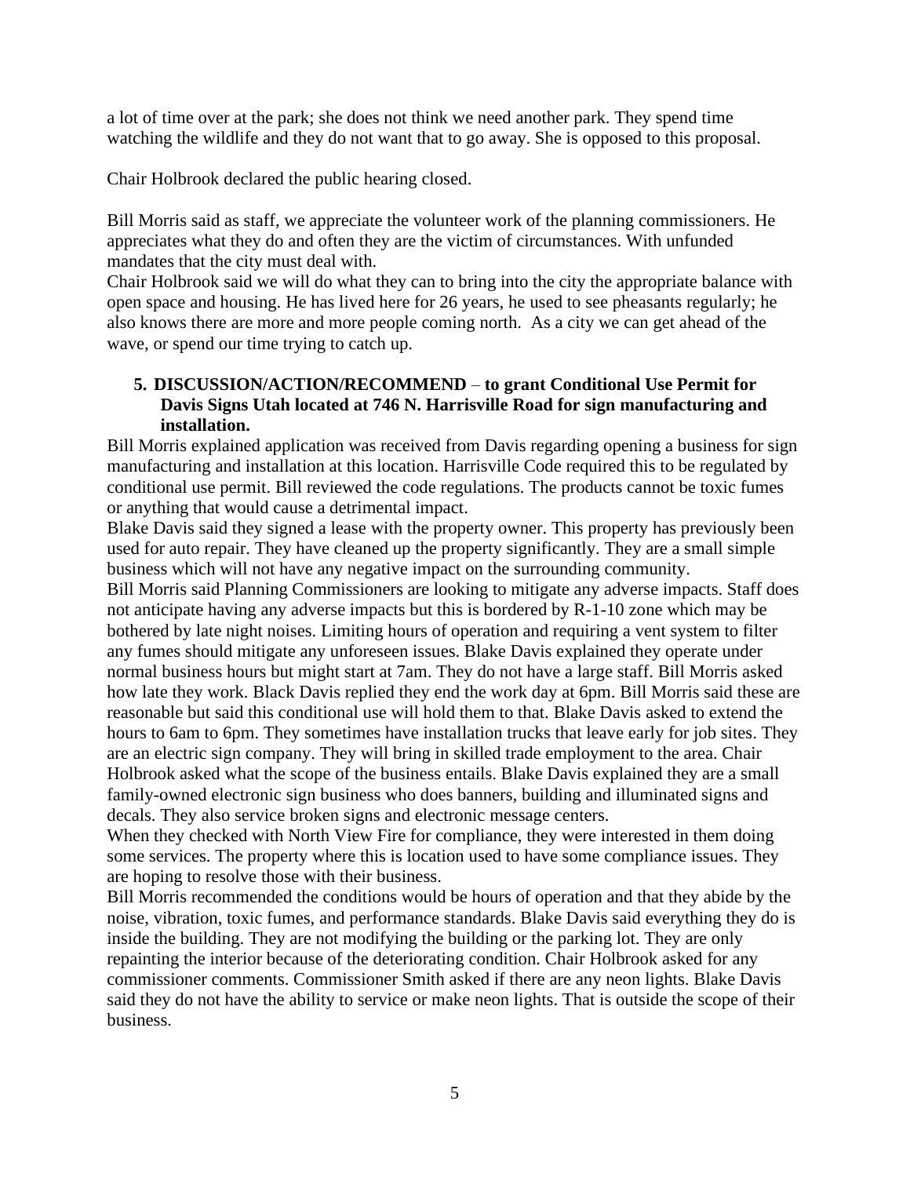a lot of time over at the park; she does not think we need another park. They spend time watching the wildlife and they do not want that to go away. She is opposed to this proposal.

Chair Holbrook declared the public hearing closed.

Bill Morris said as staff, we appreciate the volunteer work of the planning commissioners. He appreciates what they do and often they are the victim of circumstances. With unfunded mandates that the city must deal with.
Chair Holbrook said we will do what they can to bring into the city the appropriate balance with open space and housing. He has lived here for 26 years, he used to see pheasants regularly; he also knows there are more and more people coming north. As a city we can get ahead of the wave, or spend our time trying to catch up.

**5. DISCUSSION/ACTION/RECOMMEND – to grant Conditional Use Permit for Davis Signs Utah located at 746 N. Harrisville Road for sign manufacturing and installation.**

Bill Morris explained application was received from Davis regarding opening a business for sign manufacturing and installation at this location. Harrisville Code required this to be regulated by conditional use permit. Bill reviewed the code regulations. The products cannot be toxic fumes or anything that would cause a detrimental impact.
Blake Davis said they signed a lease with the property owner. This property has previously been used for auto repair. They have cleaned up the property significantly. They are a small simple business which will not have any negative impact on the surrounding community.
Bill Morris said Planning Commissioners are looking to mitigate any adverse impacts. Staff does not anticipate having any adverse impacts but this is bordered by R-1-10 zone which may be bothered by late night noises. Limiting hours of operation and requiring a vent system to filter any fumes should mitigate any unforeseen issues. Blake Davis explained they operate under normal business hours but might start at 7am. They do not have a large staff. Bill Morris asked how late they work. Black Davis replied they end the work day at 6pm. Bill Morris said these are reasonable but said this conditional use will hold them to that. Blake Davis asked to extend the hours to 6am to 6pm. They sometimes have installation trucks that leave early for job sites. They are an electric sign company. They will bring in skilled trade employment to the area. Chair Holbrook asked what the scope of the business entails. Blake Davis explained they are a small family-owned electronic sign business who does banners, building and illuminated signs and decals. They also service broken signs and electronic message centers.
When they checked with North View Fire for compliance, they were interested in them doing some services. The property where this is location used to have some compliance issues. They are hoping to resolve those with their business.
Bill Morris recommended the conditions would be hours of operation and that they abide by the noise, vibration, toxic fumes, and performance standards. Blake Davis said everything they do is inside the building. They are not modifying the building or the parking lot. They are only repainting the interior because of the deteriorating condition. Chair Holbrook asked for any commissioner comments. Commissioner Smith asked if there are any neon lights. Blake Davis said they do not have the ability to service or make neon lights. That is outside the scope of their business.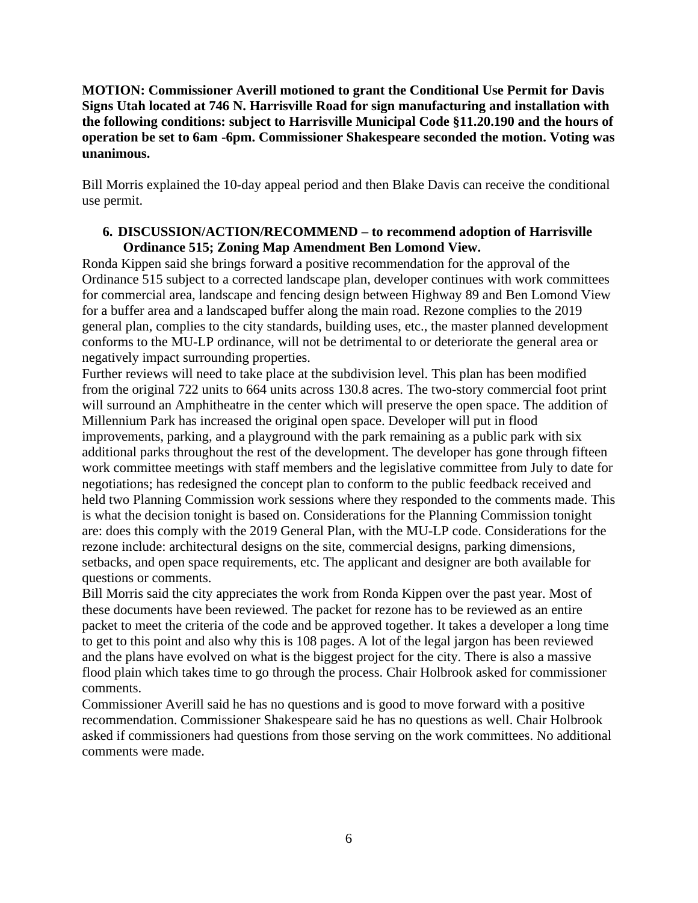**MOTION: Commissioner Averill motioned to grant the Conditional Use Permit for Davis Signs Utah located at 746 N. Harrisville Road for sign manufacturing and installation with the following conditions: subject to Harrisville Municipal Code §11.20.190 and the hours of operation be set to 6am -6pm. Commissioner Shakespeare seconded the motion. Voting was unanimous.**

Bill Morris explained the 10-day appeal period and then Blake Davis can receive the conditional use permit.

6. **DISCUSSION/ACTION/RECOMMEND – to recommend adoption of Harrisville Ordinance 515; Zoning Map Amendment Ben Lomond View.**

Ronda Kippen said she brings forward a positive recommendation for the approval of the Ordinance 515 subject to a corrected landscape plan, developer continues with work committees for commercial area, landscape and fencing design between Highway 89 and Ben Lomond View for a buffer area and a landscaped buffer along the main road. Rezone complies to the 2019 general plan, complies to the city standards, building uses, etc., the master planned development conforms to the MU-LP ordinance, will not be detrimental to or deteriorate the general area or negatively impact surrounding properties.

Further reviews will need to take place at the subdivision level. This plan has been modified from the original 722 units to 664 units across 130.8 acres. The two-story commercial foot print will surround an Amphitheatre in the center which will preserve the open space. The addition of Millennium Park has increased the original open space. Developer will put in flood improvements, parking, and a playground with the park remaining as a public park with six additional parks throughout the rest of the development. The developer has gone through fifteen work committee meetings with staff members and the legislative committee from July to date for negotiations; has redesigned the concept plan to conform to the public feedback received and held two Planning Commission work sessions where they responded to the comments made. This is what the decision tonight is based on. Considerations for the Planning Commission tonight are: does this comply with the 2019 General Plan, with the MU-LP code. Considerations for the rezone include: architectural designs on the site, commercial designs, parking dimensions, setbacks, and open space requirements, etc. The applicant and designer are both available for questions or comments.

Bill Morris said the city appreciates the work from Ronda Kippen over the past year. Most of these documents have been reviewed. The packet for rezone has to be reviewed as an entire packet to meet the criteria of the code and be approved together. It takes a developer a long time to get to this point and also why this is 108 pages. A lot of the legal jargon has been reviewed and the plans have evolved on what is the biggest project for the city. There is also a massive flood plain which takes time to go through the process. Chair Holbrook asked for commissioner comments.

Commissioner Averill said he has no questions and is good to move forward with a positive recommendation. Commissioner Shakespeare said he has no questions as well. Chair Holbrook asked if commissioners had questions from those serving on the work committees. No additional comments were made.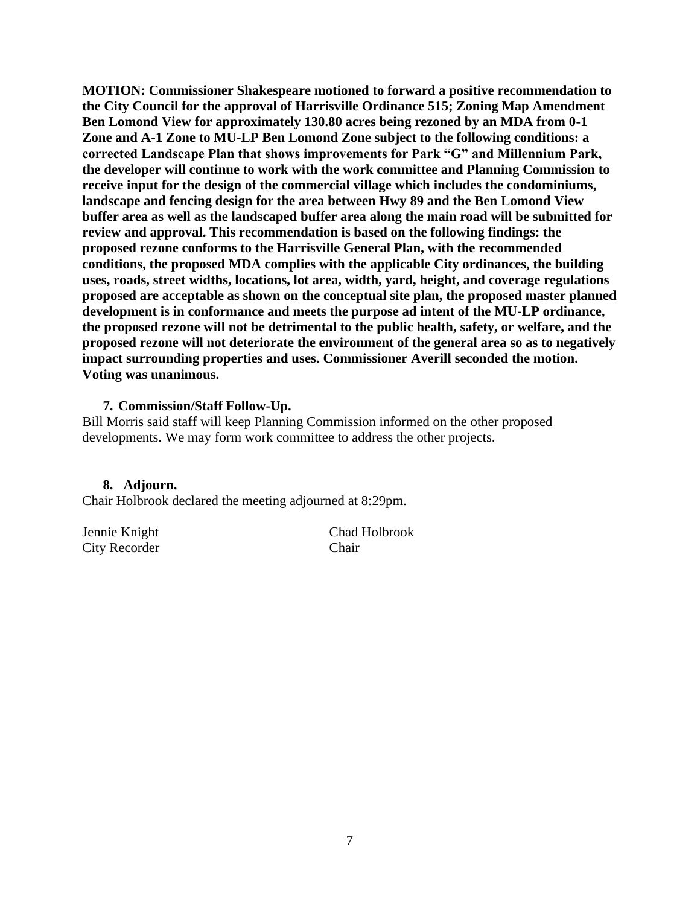**MOTION: Commissioner Shakespeare motioned to forward a positive recommendation to the City Council for the approval of Harrisville Ordinance 515; Zoning Map Amendment Ben Lomond View for approximately 130.80 acres being rezoned by an MDA from 0-1 Zone and A-1 Zone to MU-LP Ben Lomond Zone subject to the following conditions: a corrected Landscape Plan that shows improvements for Park "G" and Millennium Park, the developer will continue to work with the work committee and Planning Commission to receive input for the design of the commercial village which includes the condominiums, landscape and fencing design for the area between Hwy 89 and the Ben Lomond View buffer area as well as the landscaped buffer area along the main road will be submitted for review and approval. This recommendation is based on the following findings: the proposed rezone conforms to the Harrisville General Plan, with the recommended conditions, the proposed MDA complies with the applicable City ordinances, the building uses, roads, street widths, locations, lot area, width, yard, height, and coverage regulations proposed are acceptable as shown on the conceptual site plan, the proposed master planned development is in conformance and meets the purpose ad intent of the MU-LP ordinance, the proposed rezone will not be detrimental to the public health, safety, or welfare, and the proposed rezone will not deteriorate the environment of the general area so as to negatively impact surrounding properties and uses. Commissioner Averill seconded the motion. Voting was unanimous.**

**7. Commission/Staff Follow-Up.**

Bill Morris said staff will keep Planning Commission informed on the other proposed developments. We may form work committee to address the other projects.

**8. Adjourn.**

Chair Holbrook declared the meeting adjourned at 8:29pm.

Jennie Knight
City Recorder

Chad Holbrook
Chair